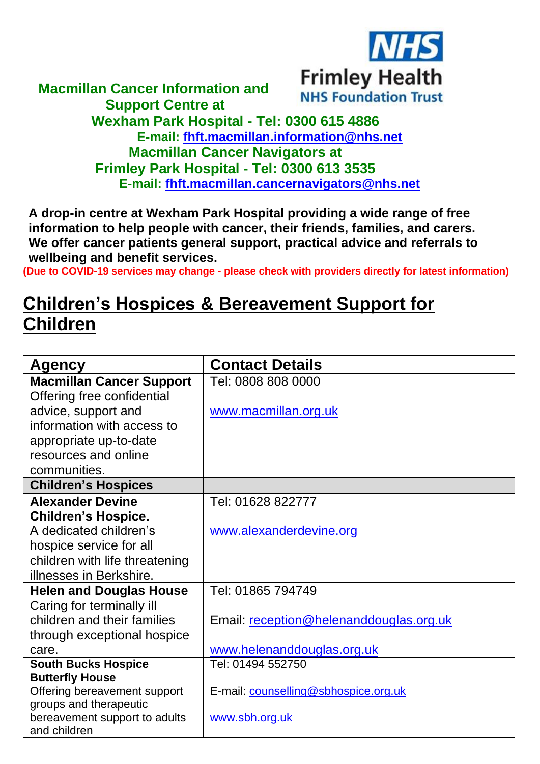**Macmillan Cancer Information and Support Centre at**
**Wexham Park Hospital - Tel: 0300 615 4886**
**E-mail: fhft.macmillan.information@nhs.net**
**Macmillan Cancer Navigators at**
**Frimley Park Hospital - Tel: 0300 613 3535**
**E-mail: fhft.macmillan.cancernavigators@nhs.net**

NHS Frimley Health NHS Foundation Trust

**A drop-in centre at Wexham Park Hospital providing a wide range of free information to help people with cancer, their friends, families, and carers. We offer cancer patients general support, practical advice and referrals to wellbeing and benefit services.**

**(Due to COVID-19 services may change - please check with providers directly for latest information)**

# Children's Hospices & Bereavement Support for Children

| Agency | Contact Details |
|---|---|
| **Macmillan Cancer Support** Offering free confidential advice, support and information with access to appropriate up-to-date resources and online communities. | Tel: 0808 808 0000<br><br>www.macmillan.org.uk |
| **Children's Hospices** | |
| **Alexander Devine Children's Hospice.** A dedicated children's hospice service for all children with life threatening illnesses in Berkshire. | Tel: 01628 822777<br><br>www.alexanderdevine.org |
| **Helen and Douglas House** Caring for terminally ill children and their families through exceptional hospice care. | Tel: 01865 794749<br><br>Email: reception@helenanddouglas.org.uk<br><br>www.helenanddouglas.org.uk |
| **South Bucks Hospice Butterfly House** Offering bereavement support groups and therapeutic bereavement support to adults and children | Tel: 01494 552750<br><br>E-mail: counselling@sbhospice.org.uk<br><br>www.sbh.org.uk |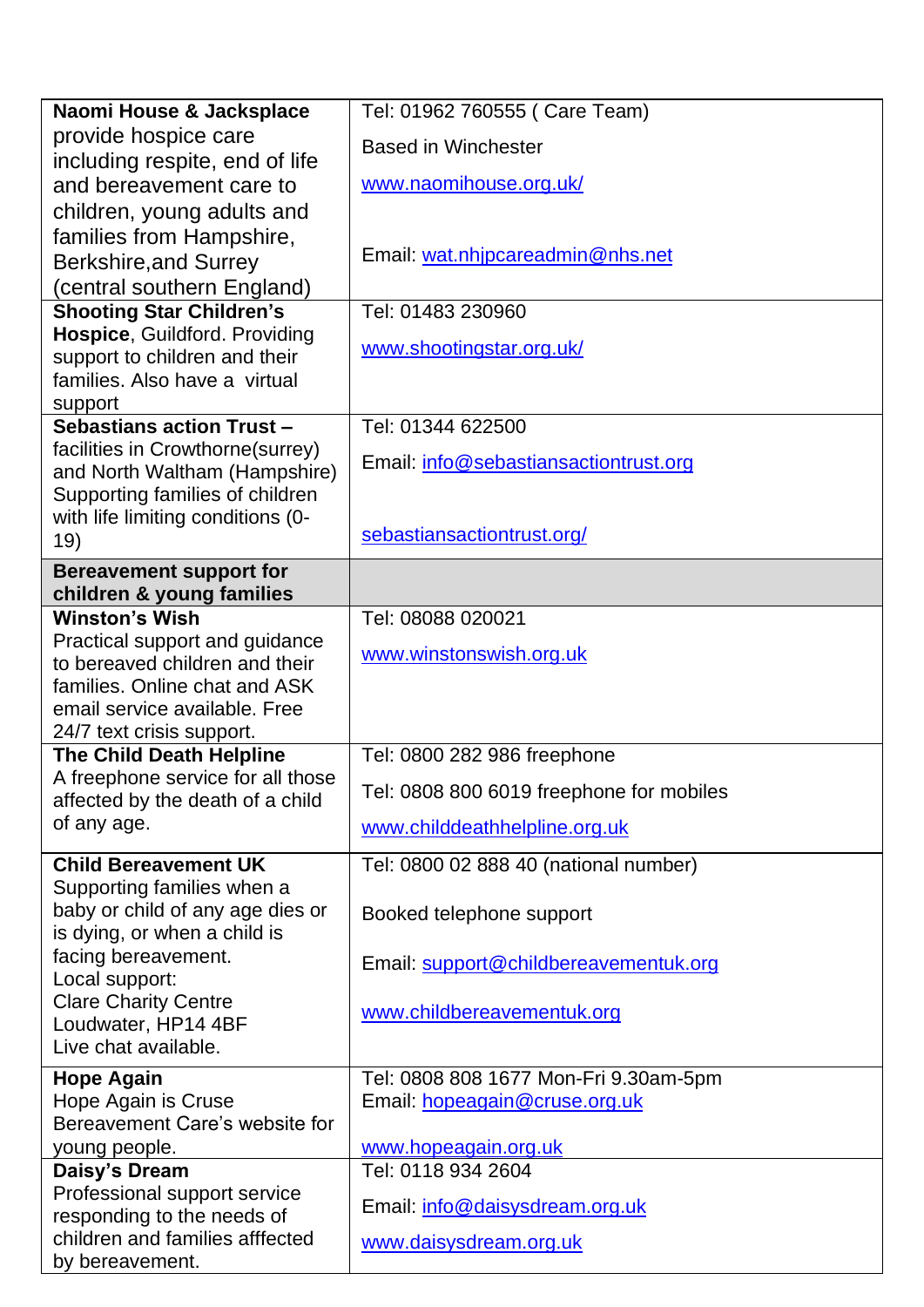| | |
|---|---|
| **Naomi House & Jacksplace** provide hospice care including respite, end of life and bereavement care to children, young adults and families from Hampshire, Berkshire,and Surrey (central southern England) | Tel: 01962 760555 ( Care Team)<br><br>Based in Winchester<br><br>www.naomihouse.org.uk/<br><br>Email: wat.nhjpcareadmin@nhs.net |
| **Shooting Star Children's Hospice**, Guildford. Providing support to children and their families. Also have a virtual support | Tel: 01483 230960<br><br>www.shootingstar.org.uk/ |
| **Sebastians action Trust –** facilities in Crowthorne(surrey) and North Waltham (Hampshire) Supporting families of children with life limiting conditions (0-19) | Tel: 01344 622500<br><br>Email: info@sebastiansactiontrust.org<br><br>sebastiansactiontrust.org/ |
| **Bereavement support for children & young families** | |
| **Winston's Wish** Practical support and guidance to bereaved children and their families. Online chat and ASK email service available. Free 24/7 text crisis support. | Tel: 08088 020021<br><br>www.winstonswish.org.uk |
| **The Child Death Helpline** A freephone service for all those affected by the death of a child of any age. | Tel: 0800 282 986 freephone<br><br>Tel: 0808 800 6019 freephone for mobiles<br><br>www.childdeathhelpline.org.uk |
| **Child Bereavement UK** Supporting families when a baby or child of any age dies or is dying, or when a child is facing bereavement.<br>Local support:<br>Clare Charity Centre<br>Loudwater, HP14 4BF<br>Live chat available. | Tel: 0800 02 888 40 (national number)<br><br>Booked telephone support<br><br>Email: support@childbereavementuk.org<br><br>www.childbereavementuk.org |
| **Hope Again** Hope Again is Cruse Bereavement Care's website for young people. | Tel: 0808 808 1677 Mon-Fri 9.30am-5pm<br>Email: hopeagain@cruse.org.uk<br><br>www.hopeagain.org.uk |
| **Daisy's Dream** Professional support service responding to the needs of children and families afffected by bereavement. | Tel: 0118 934 2604<br><br>Email: info@daisysdream.org.uk<br><br>www.daisysdream.org.uk |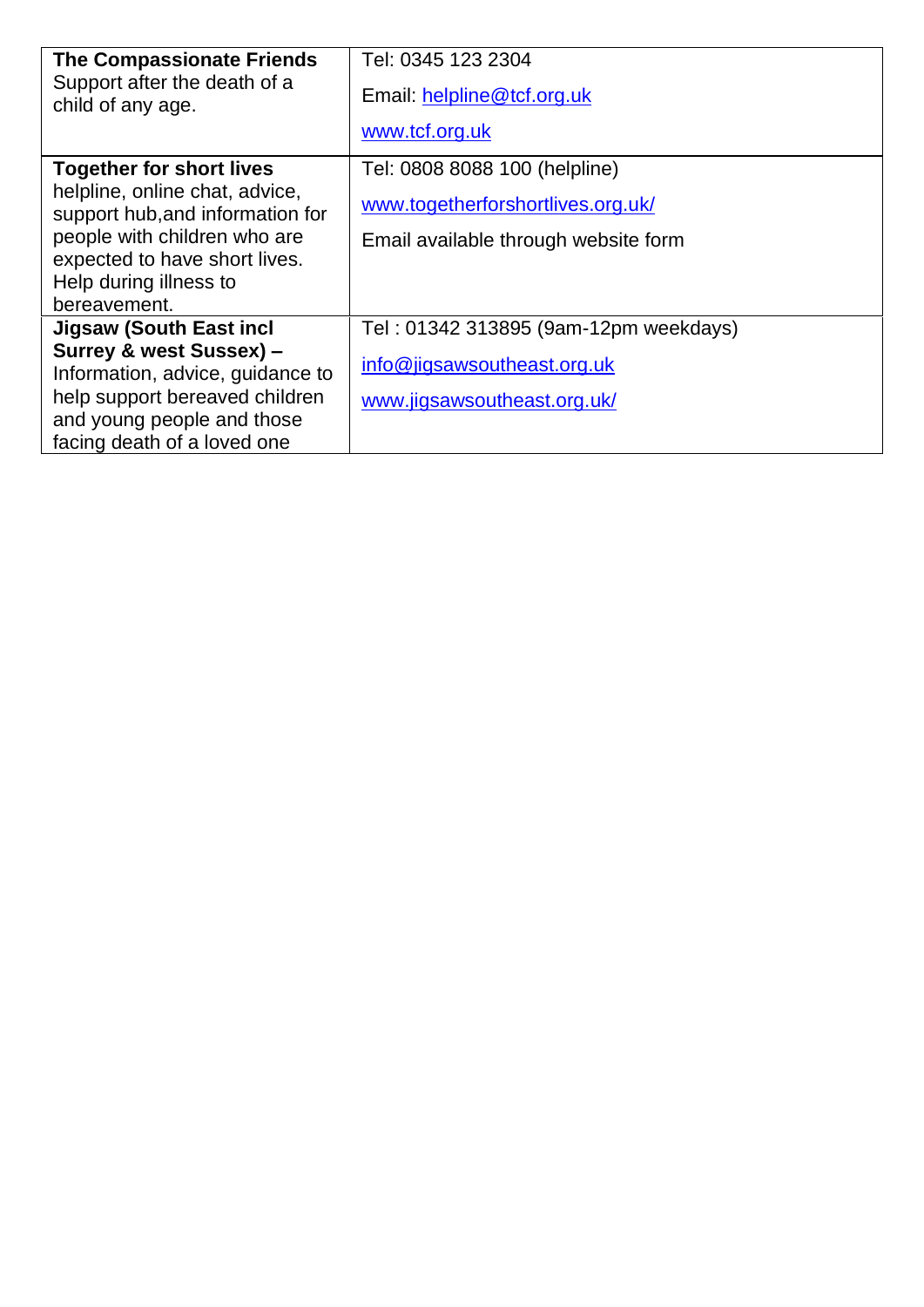| | |
|---|---|
| **The Compassionate Friends** Support after the death of a child of any age. | Tel: 0345 123 2304<br>Email: helpline@tcf.org.uk<br>www.tcf.org.uk |
| **Together for short lives** helpline, online chat, advice, support hub,and information for people with children who are expected to have short lives. Help during illness to bereavement. | Tel: 0808 8088 100 (helpline)<br>www.togetherforshortlives.org.uk/<br>Email available through website form |
| **Jigsaw (South East incl Surrey & west Sussex) –** Information, advice, guidance to help support bereaved children and young people and those facing death of a loved one | Tel : 01342 313895 (9am-12pm weekdays)<br>info@jigsawsoutheast.org.uk<br>www.jigsawsoutheast.org.uk/ |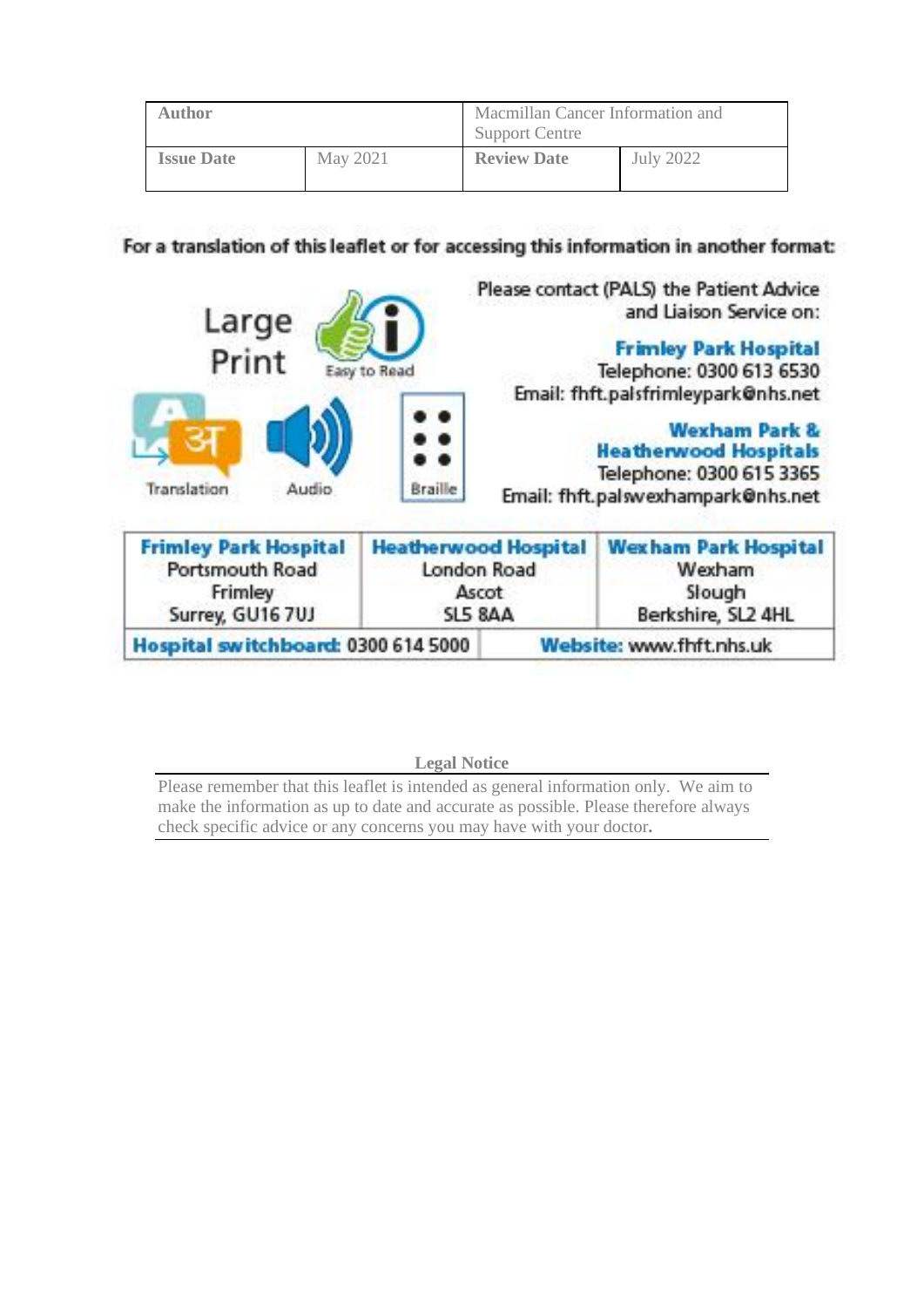| Author | | Macmillan Cancer Information and Support Centre | |
|---|---|---|---|
| **Issue Date** | May 2021 | **Review Date** | July 2022 |

**For a translation of this leaflet or for accessing this information in another format:**

Large Print

Easy to Read

Translation

Audio

Braille

Please contact (PALS) the Patient Advice and Liaison Service on:

**Frimley Park Hospital**
Telephone: 0300 613 6530
Email: fhft.palsfrimleypark@nhs.net

**Wexham Park & Heatherwood Hospitals**
Telephone: 0300 615 3365
Email: fhft.palswexhampark@nhs.net

| **Frimley Park Hospital** | **Heatherwood Hospital** | **Wexham Park Hospital** |
|---|---|---|
| Portsmouth Road<br>Frimley<br>Surrey, GU16 7UJ | London Road<br>Ascot<br>SL5 8AA | Wexham<br>Slough<br>Berkshire, SL2 4HL |

**Hospital switchboard:** 0300 614 5000 | **Website:** www.fhft.nhs.uk

**Legal Notice**

Please remember that this leaflet is intended as general information only. We aim to make the information as up to date and accurate as possible. Please therefore always check specific advice or any concerns you may have with your doctor.